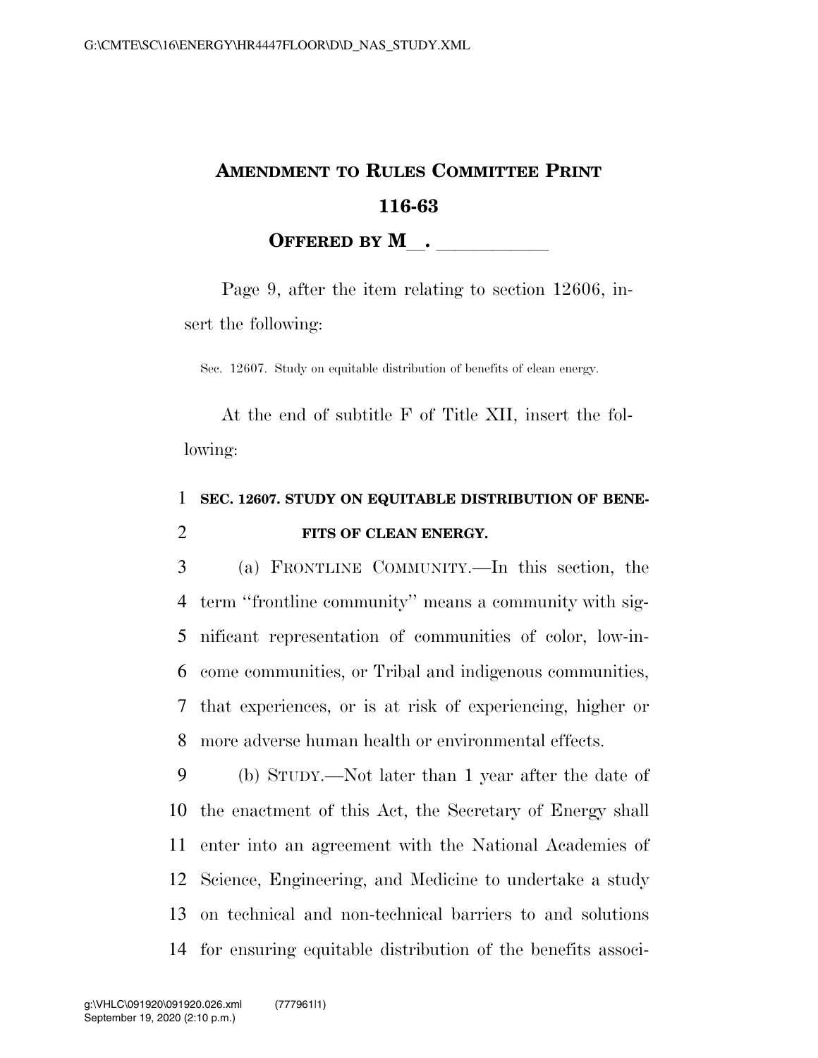# AMENDMENT TO RULES COMMITTEE PRINT 116-63

**OFFERED BY M\_\_. \_\_\_\_\_\_\_\_\_\_\_**

Page 9, after the item relating to section 12606, insert the following:

Sec. 12607. Study on equitable distribution of benefits of clean energy.

At the end of subtitle F of Title XII, insert the following:

**SEC. 12607. STUDY ON EQUITABLE DISTRIBUTION OF BENEFITS OF CLEAN ENERGY.**

(a) FRONTLINE COMMUNITY.—In this section, the term ''frontline community'' means a community with significant representation of communities of color, low-income communities, or Tribal and indigenous communities, that experiences, or is at risk of experiencing, higher or more adverse human health or environmental effects.

(b) STUDY.—Not later than 1 year after the date of the enactment of this Act, the Secretary of Energy shall enter into an agreement with the National Academies of Science, Engineering, and Medicine to undertake a study on technical and non-technical barriers to and solutions for ensuring equitable distribution of the benefits associ-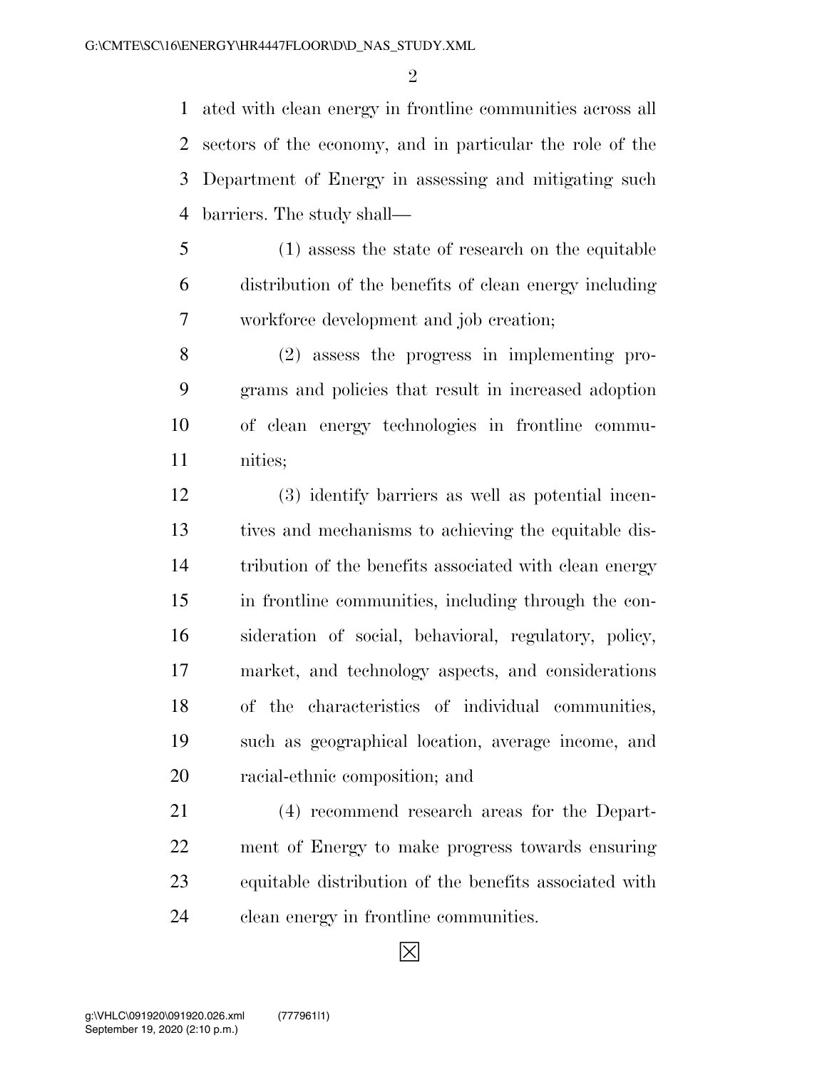ated with clean energy in frontline communities across all sectors of the economy, and in particular the role of the Department of Energy in assessing and mitigating such barriers. The study shall—

(1) assess the state of research on the equitable distribution of the benefits of clean energy including workforce development and job creation;

(2) assess the progress in implementing programs and policies that result in increased adoption of clean energy technologies in frontline communities;

(3) identify barriers as well as potential incentives and mechanisms to achieving the equitable distribution of the benefits associated with clean energy in frontline communities, including through the consideration of social, behavioral, regulatory, policy, market, and technology aspects, and considerations of the characteristics of individual communities, such as geographical location, average income, and racial-ethnic composition; and

(4) recommend research areas for the Department of Energy to make progress towards ensuring equitable distribution of the benefits associated with clean energy in frontline communities.